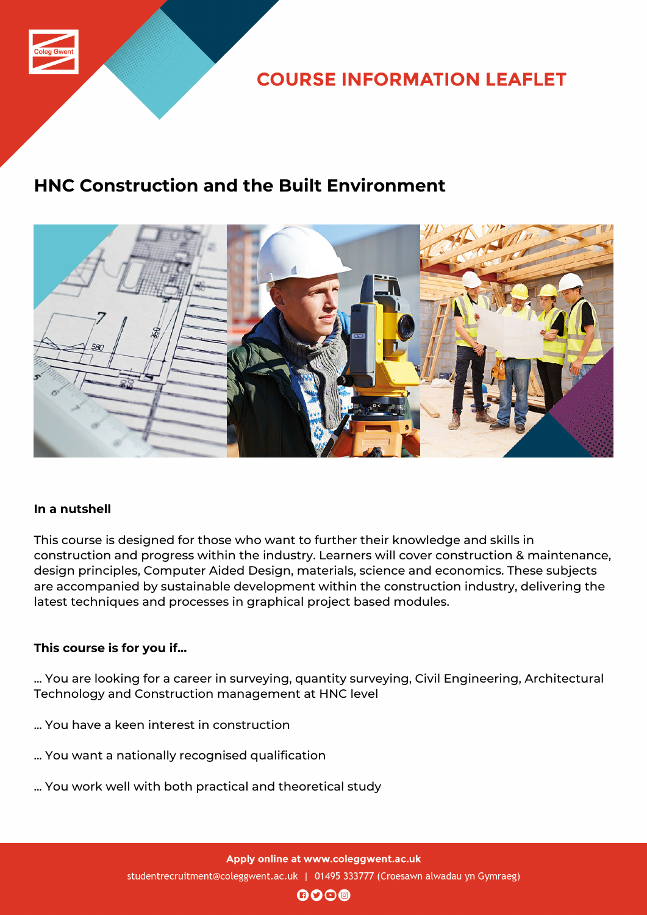COURSE INFORMATION LEAFLET

# HNC Construction and the Built Environment

**In a nutshell**

This course is designed for those who want to further their knowledge and skills in construction and progress within the industry. Learners will cover construction & maintenance, design principles, Computer Aided Design, materials, science and economics. These subjects are accompanied by sustainable development within the construction industry, delivering the latest techniques and processes in graphical project based modules.

**This course is for you if...**

... You are looking for a career in surveying, quantity surveying, Civil Engineering, Architectural Technology and Construction management at HNC level

... You have a keen interest in construction

... You want a nationally recognised qualification

... You work well with both practical and theoretical study

**Apply online at www.coleggwent.ac.uk**

studentrecruitment@coleggwent.ac.uk | 01495 333777 (Croesawn alwadau yn Gymraeg)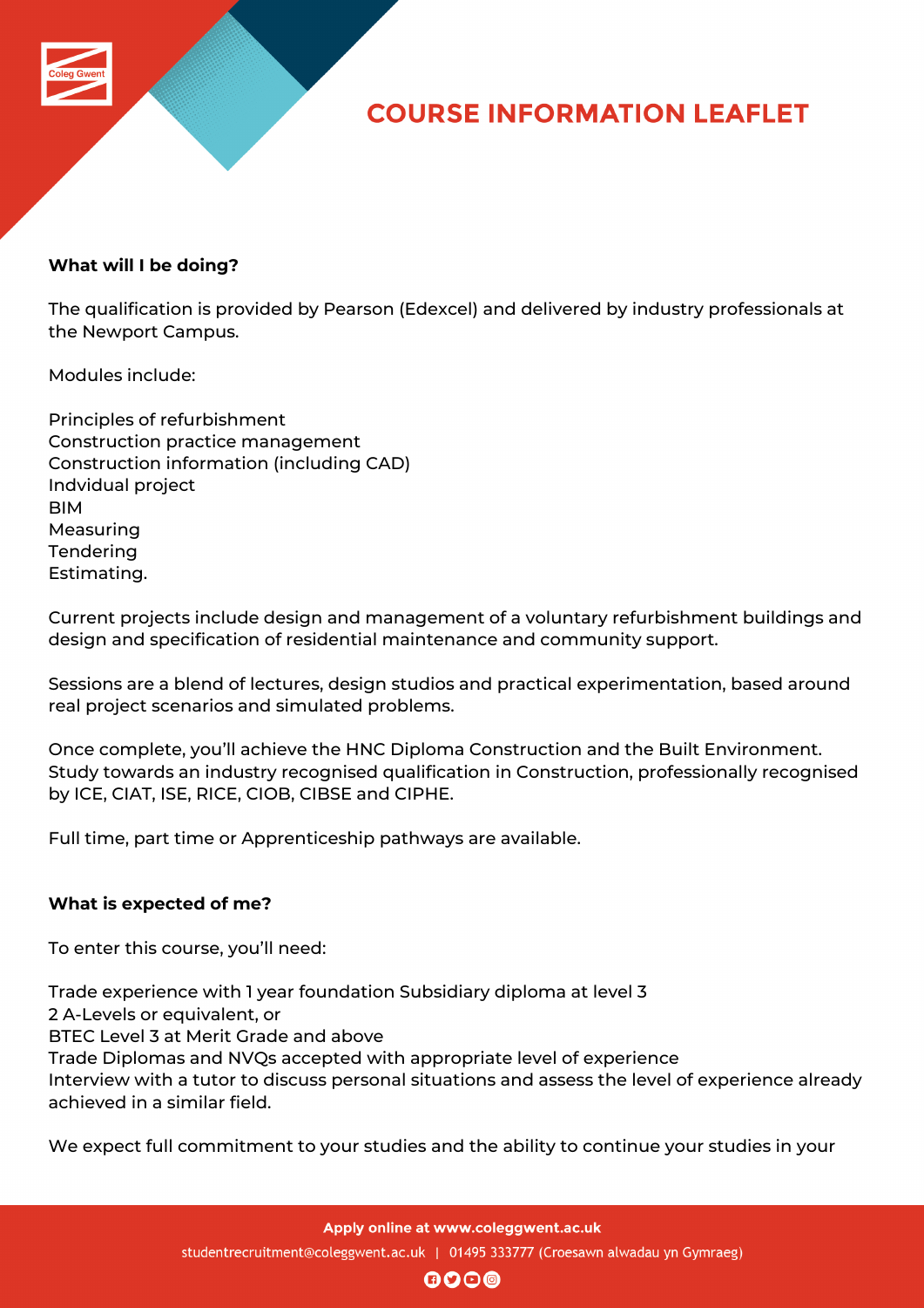# COURSE INFORMATION LEAFLET

**What will I be doing?**

The qualification is provided by Pearson (Edexcel) and delivered by industry professionals at the Newport Campus.

Modules include:

Principles of refurbishment
Construction practice management
Construction information (including CAD)
Indvidual project
BIM
Measuring
Tendering
Estimating.

Current projects include design and management of a voluntary refurbishment buildings and design and specification of residential maintenance and community support.

Sessions are a blend of lectures, design studios and practical experimentation, based around real project scenarios and simulated problems.

Once complete, you'll achieve the HNC Diploma Construction and the Built Environment. Study towards an industry recognised qualification in Construction, professionally recognised by ICE, CIAT, ISE, RICE, CIOB, CIBSE and CIPHE.

Full time, part time or Apprenticeship pathways are available.

**What is expected of me?**

To enter this course, you'll need:

Trade experience with 1 year foundation Subsidiary diploma at level 3
2 A-Levels or equivalent, or
BTEC Level 3 at Merit Grade and above
Trade Diplomas and NVQs accepted with appropriate level of experience
Interview with a tutor to discuss personal situations and assess the level of experience already achieved in a similar field.

We expect full commitment to your studies and the ability to continue your studies in your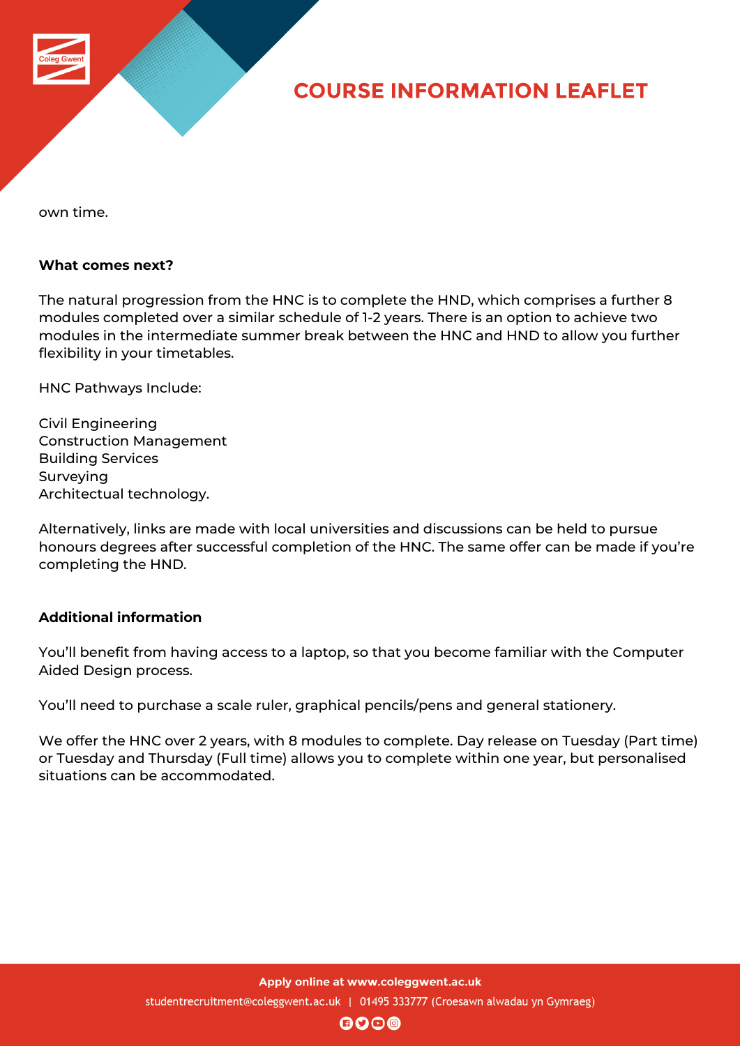own time.

**What comes next?**

The natural progression from the HNC is to complete the HND, which comprises a further 8 modules completed over a similar schedule of 1-2 years. There is an option to achieve two modules in the intermediate summer break between the HNC and HND to allow you further flexibility in your timetables.

HNC Pathways Include:

Civil Engineering
Construction Management
Building Services
Surveying
Architectual technology.

Alternatively, links are made with local universities and discussions can be held to pursue honours degrees after successful completion of the HNC. The same offer can be made if you're completing the HND.

**Additional information**

You'll benefit from having access to a laptop, so that you become familiar with the Computer Aided Design process.

You'll need to purchase a scale ruler, graphical pencils/pens and general stationery.

We offer the HNC over 2 years, with 8 modules to complete. Day release on Tuesday (Part time) or Tuesday and Thursday (Full time) allows you to complete within one year, but personalised situations can be accommodated.